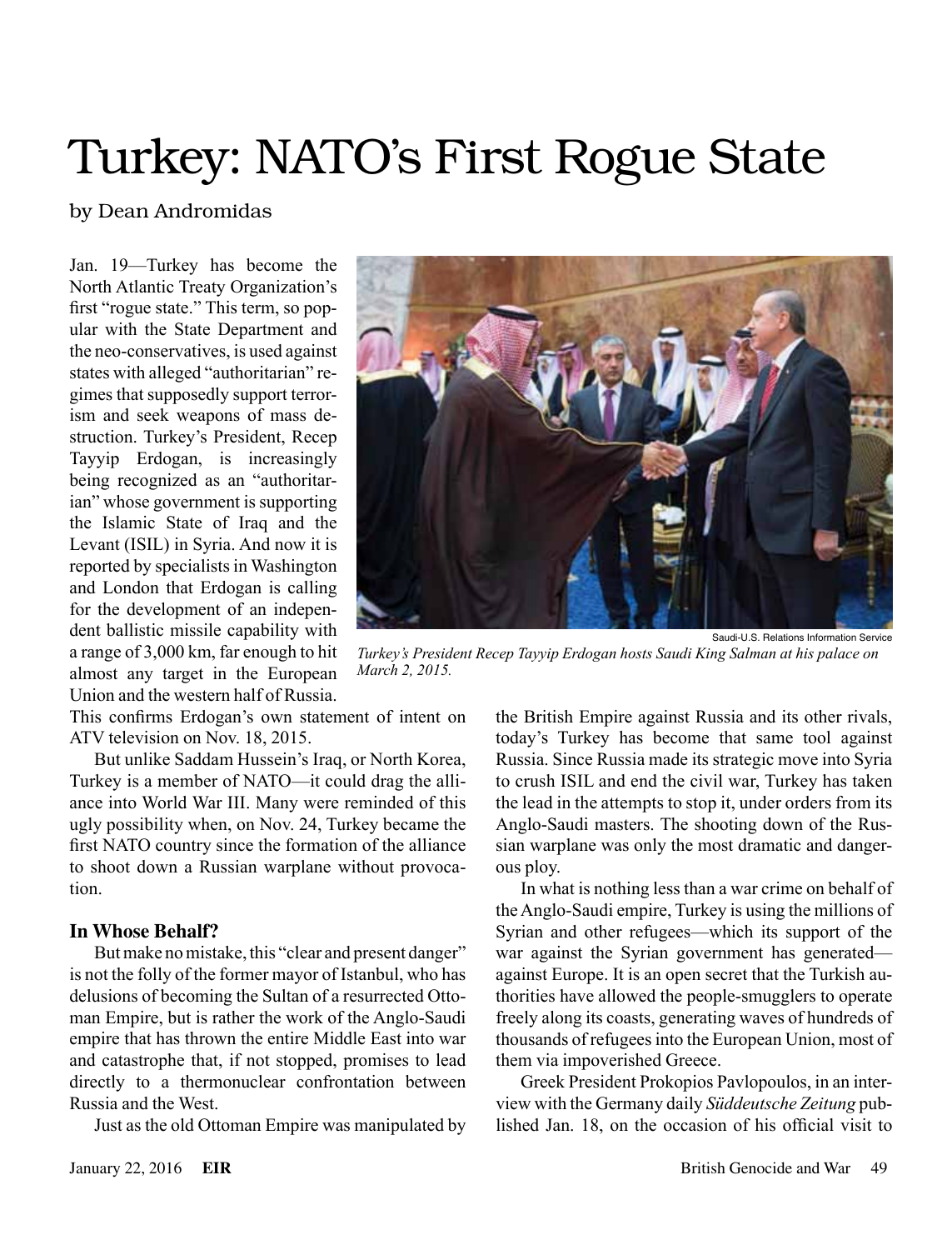# Turkey: NATO's First Rogue State

by Dean Andromidas

Jan. 19—Turkey has become the North Atlantic Treaty Organization's first "rogue state." This term, so popular with the State Department and the neo-conservatives, is used against states with alleged "authoritarian" regimes that supposedly support terrorism and seek weapons of mass destruction. Turkey's President, Recep Tayyip Erdogan, is increasingly being recognized as an "authoritarian" whose government is supporting the Islamic State of Iraq and the Levant (ISIL) in Syria. And now it is reported by specialists in Washington and London that Erdogan is calling for the development of an independent ballistic missile capability with a range of 3,000 km, far enough to hit almost any target in the European Union and the western half of Russia. This confirms Erdogan's own statement of intent on ATV television on Nov. 18, 2015.

Saudi-U.S. Relations Information Service

*Turkey's President Recep Tayyip Erdogan hosts Saudi King Salman at his palace on March 2, 2015.*

But unlike Saddam Hussein's Iraq, or North Korea, Turkey is a member of NATO—it could drag the alliance into World War III. Many were reminded of this ugly possibility when, on Nov. 24, Turkey became the first NATO country since the formation of the alliance to shoot down a Russian warplane without provocation.

### In Whose Behalf?

But make no mistake, this "clear and present danger" is not the folly of the former mayor of Istanbul, who has delusions of becoming the Sultan of a resurrected Ottoman Empire, but is rather the work of the Anglo-Saudi empire that has thrown the entire Middle East into war and catastrophe that, if not stopped, promises to lead directly to a thermonuclear confrontation between Russia and the West.

Just as the old Ottoman Empire was manipulated by the British Empire against Russia and its other rivals, today's Turkey has become that same tool against Russia. Since Russia made its strategic move into Syria to crush ISIL and end the civil war, Turkey has taken the lead in the attempts to stop it, under orders from its Anglo-Saudi masters. The shooting down of the Russian warplane was only the most dramatic and dangerous ploy.

In what is nothing less than a war crime on behalf of the Anglo-Saudi empire, Turkey is using the millions of Syrian and other refugees—which its support of the war against the Syrian government has generated—against Europe. It is an open secret that the Turkish authorities have allowed the people-smugglers to operate freely along its coasts, generating waves of hundreds of thousands of refugees into the European Union, most of them via impoverished Greece.

Greek President Prokopios Pavlopoulos, in an interview with the Germany daily *Süddeutsche Zeitung* published Jan. 18, on the occasion of his official visit to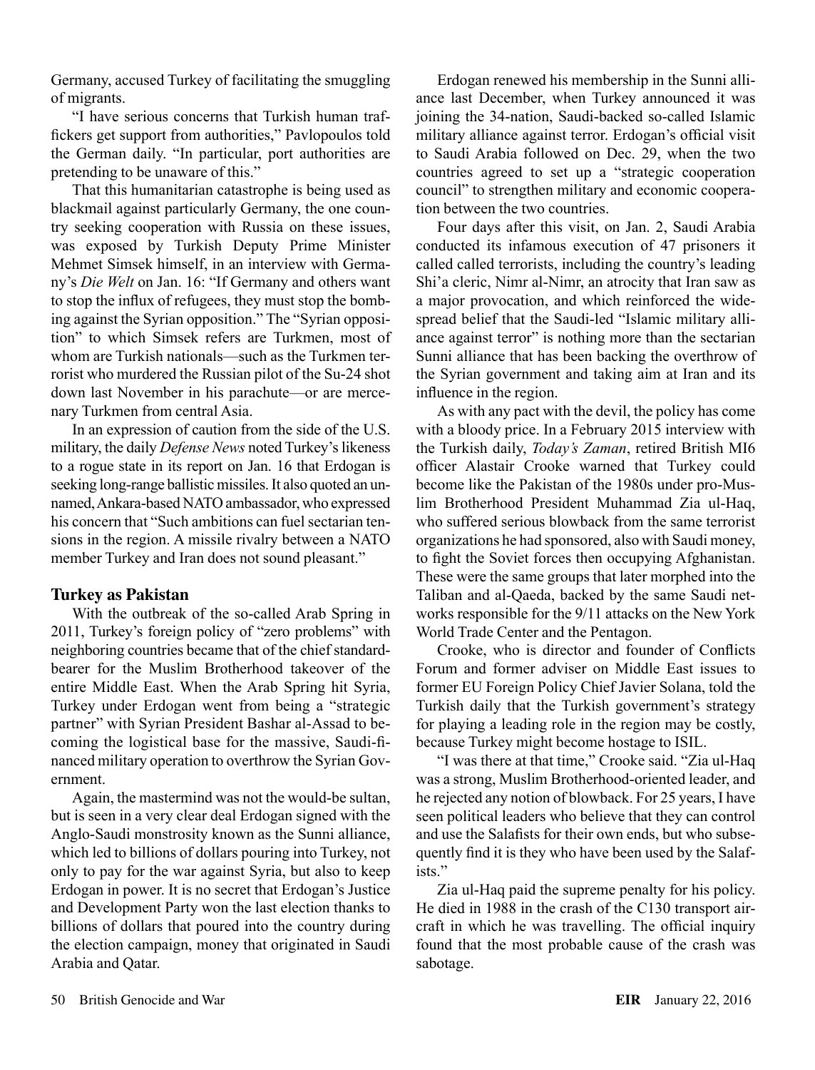Germany, accused Turkey of facilitating the smuggling of migrants.

"I have serious concerns that Turkish human traffickers get support from authorities," Pavlopoulos told the German daily. "In particular, port authorities are pretending to be unaware of this."

That this humanitarian catastrophe is being used as blackmail against particularly Germany, the one country seeking cooperation with Russia on these issues, was exposed by Turkish Deputy Prime Minister Mehmet Simsek himself, in an interview with Germany's *Die Welt* on Jan. 16: "If Germany and others want to stop the influx of refugees, they must stop the bombing against the Syrian opposition." The "Syrian opposition" to which Simsek refers are Turkmen, most of whom are Turkish nationals—such as the Turkmen terrorist who murdered the Russian pilot of the Su-24 shot down last November in his parachute—or are mercenary Turkmen from central Asia.

In an expression of caution from the side of the U.S. military, the daily *Defense News* noted Turkey's likeness to a rogue state in its report on Jan. 16 that Erdogan is seeking long-range ballistic missiles. It also quoted an unnamed, Ankara-based NATO ambassador, who expressed his concern that "Such ambitions can fuel sectarian tensions in the region. A missile rivalry between a NATO member Turkey and Iran does not sound pleasant."

## Turkey as Pakistan

With the outbreak of the so-called Arab Spring in 2011, Turkey's foreign policy of "zero problems" with neighboring countries became that of the chief standard-bearer for the Muslim Brotherhood takeover of the entire Middle East. When the Arab Spring hit Syria, Turkey under Erdogan went from being a "strategic partner" with Syrian President Bashar al-Assad to becoming the logistical base for the massive, Saudi-financed military operation to overthrow the Syrian Government.

Again, the mastermind was not the would-be sultan, but is seen in a very clear deal Erdogan signed with the Anglo-Saudi monstrosity known as the Sunni alliance, which led to billions of dollars pouring into Turkey, not only to pay for the war against Syria, but also to keep Erdogan in power. It is no secret that Erdogan's Justice and Development Party won the last election thanks to billions of dollars that poured into the country during the election campaign, money that originated in Saudi Arabia and Qatar.

Erdogan renewed his membership in the Sunni alliance last December, when Turkey announced it was joining the 34-nation, Saudi-backed so-called Islamic military alliance against terror. Erdogan's official visit to Saudi Arabia followed on Dec. 29, when the two countries agreed to set up a "strategic cooperation council" to strengthen military and economic cooperation between the two countries.

Four days after this visit, on Jan. 2, Saudi Arabia conducted its infamous execution of 47 prisoners it called called terrorists, including the country's leading Shi'a cleric, Nimr al-Nimr, an atrocity that Iran saw as a major provocation, and which reinforced the widespread belief that the Saudi-led "Islamic military alliance against terror" is nothing more than the sectarian Sunni alliance that has been backing the overthrow of the Syrian government and taking aim at Iran and its influence in the region.

As with any pact with the devil, the policy has come with a bloody price. In a February 2015 interview with the Turkish daily, *Today's Zaman*, retired British MI6 officer Alastair Crooke warned that Turkey could become like the Pakistan of the 1980s under pro-Muslim Brotherhood President Muhammad Zia ul-Haq, who suffered serious blowback from the same terrorist organizations he had sponsored, also with Saudi money, to fight the Soviet forces then occupying Afghanistan. These were the same groups that later morphed into the Taliban and al-Qaeda, backed by the same Saudi networks responsible for the 9/11 attacks on the New York World Trade Center and the Pentagon.

Crooke, who is director and founder of Conflicts Forum and former adviser on Middle East issues to former EU Foreign Policy Chief Javier Solana, told the Turkish daily that the Turkish government's strategy for playing a leading role in the region may be costly, because Turkey might become hostage to ISIL.

"I was there at that time," Crooke said. "Zia ul-Haq was a strong, Muslim Brotherhood-oriented leader, and he rejected any notion of blowback. For 25 years, I have seen political leaders who believe that they can control and use the Salafists for their own ends, but who subsequently find it is they who have been used by the Salafists."

Zia ul-Haq paid the supreme penalty for his policy. He died in 1988 in the crash of the C130 transport aircraft in which he was travelling. The official inquiry found that the most probable cause of the crash was sabotage.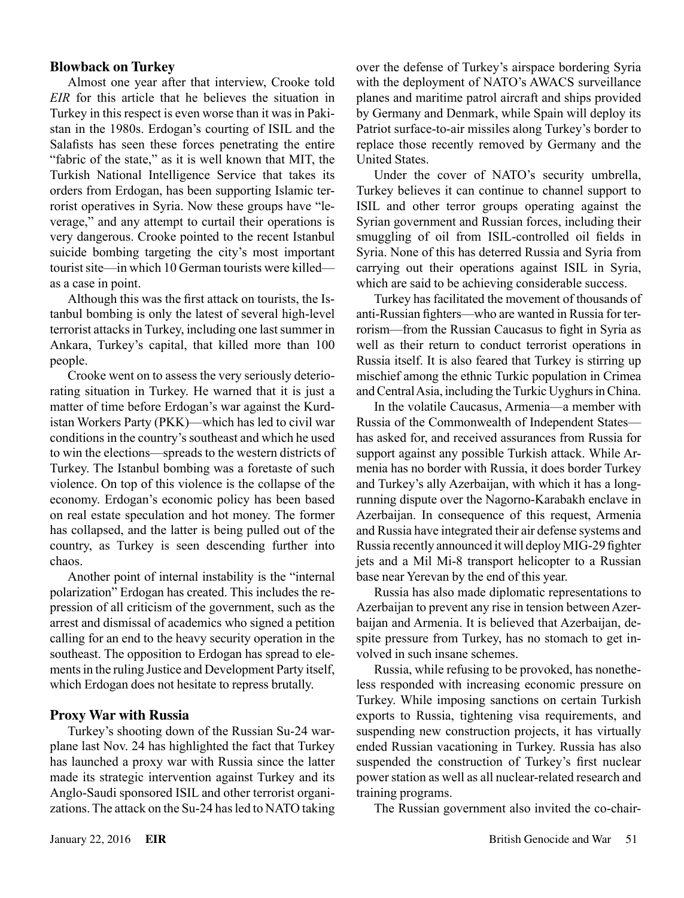### Blowback on Turkey

Almost one year after that interview, Crooke told *EIR* for this article that he believes the situation in Turkey in this respect is even worse than it was in Pakistan in the 1980s. Erdogan's courting of ISIL and the Salafists has seen these forces penetrating the entire "fabric of the state," as it is well known that MIT, the Turkish National Intelligence Service that takes its orders from Erdogan, has been supporting Islamic terrorist operatives in Syria. Now these groups have "leverage," and any attempt to curtail their operations is very dangerous. Crooke pointed to the recent Istanbul suicide bombing targeting the city's most important tourist site—in which 10 German tourists were killed—as a case in point.

Although this was the first attack on tourists, the Istanbul bombing is only the latest of several high-level terrorist attacks in Turkey, including one last summer in Ankara, Turkey's capital, that killed more than 100 people.

Crooke went on to assess the very seriously deteriorating situation in Turkey. He warned that it is just a matter of time before Erdogan's war against the Kurdistan Workers Party (PKK)—which has led to civil war conditions in the country's southeast and which he used to win the elections—spreads to the western districts of Turkey. The Istanbul bombing was a foretaste of such violence. On top of this violence is the collapse of the economy. Erdogan's economic policy has been based on real estate speculation and hot money. The former has collapsed, and the latter is being pulled out of the country, as Turkey is seen descending further into chaos.

Another point of internal instability is the "internal polarization" Erdogan has created. This includes the repression of all criticism of the government, such as the arrest and dismissal of academics who signed a petition calling for an end to the heavy security operation in the southeast. The opposition to Erdogan has spread to elements in the ruling Justice and Development Party itself, which Erdogan does not hesitate to repress brutally.

### Proxy War with Russia

Turkey's shooting down of the Russian Su-24 warplane last Nov. 24 has highlighted the fact that Turkey has launched a proxy war with Russia since the latter made its strategic intervention against Turkey and its Anglo-Saudi sponsored ISIL and other terrorist organizations. The attack on the Su-24 has led to NATO taking over the defense of Turkey's airspace bordering Syria with the deployment of NATO's AWACS surveillance planes and maritime patrol aircraft and ships provided by Germany and Denmark, while Spain will deploy its Patriot surface-to-air missiles along Turkey's border to replace those recently removed by Germany and the United States.

Under the cover of NATO's security umbrella, Turkey believes it can continue to channel support to ISIL and other terror groups operating against the Syrian government and Russian forces, including their smuggling of oil from ISIL-controlled oil fields in Syria. None of this has deterred Russia and Syria from carrying out their operations against ISIL in Syria, which are said to be achieving considerable success.

Turkey has facilitated the movement of thousands of anti-Russian fighters—who are wanted in Russia for terrorism—from the Russian Caucasus to fight in Syria as well as their return to conduct terrorist operations in Russia itself. It is also feared that Turkey is stirring up mischief among the ethnic Turkic population in Crimea and Central Asia, including the Turkic Uyghurs in China.

In the volatile Caucasus, Armenia—a member with Russia of the Commonwealth of Independent States—has asked for, and received assurances from Russia for support against any possible Turkish attack. While Armenia has no border with Russia, it does border Turkey and Turkey's ally Azerbaijan, with which it has a long-running dispute over the Nagorno-Karabakh enclave in Azerbaijan. In consequence of this request, Armenia and Russia have integrated their air defense systems and Russia recently announced it will deploy MIG-29 fighter jets and a Mil Mi-8 transport helicopter to a Russian base near Yerevan by the end of this year.

Russia has also made diplomatic representations to Azerbaijan to prevent any rise in tension between Azerbaijan and Armenia. It is believed that Azerbaijan, despite pressure from Turkey, has no stomach to get involved in such insane schemes.

Russia, while refusing to be provoked, has nonetheless responded with increasing economic pressure on Turkey. While imposing sanctions on certain Turkish exports to Russia, tightening visa requirements, and suspending new construction projects, it has virtually ended Russian vacationing in Turkey. Russia has also suspended the construction of Turkey's first nuclear power station as well as all nuclear-related research and training programs.

The Russian government also invited the co-chair-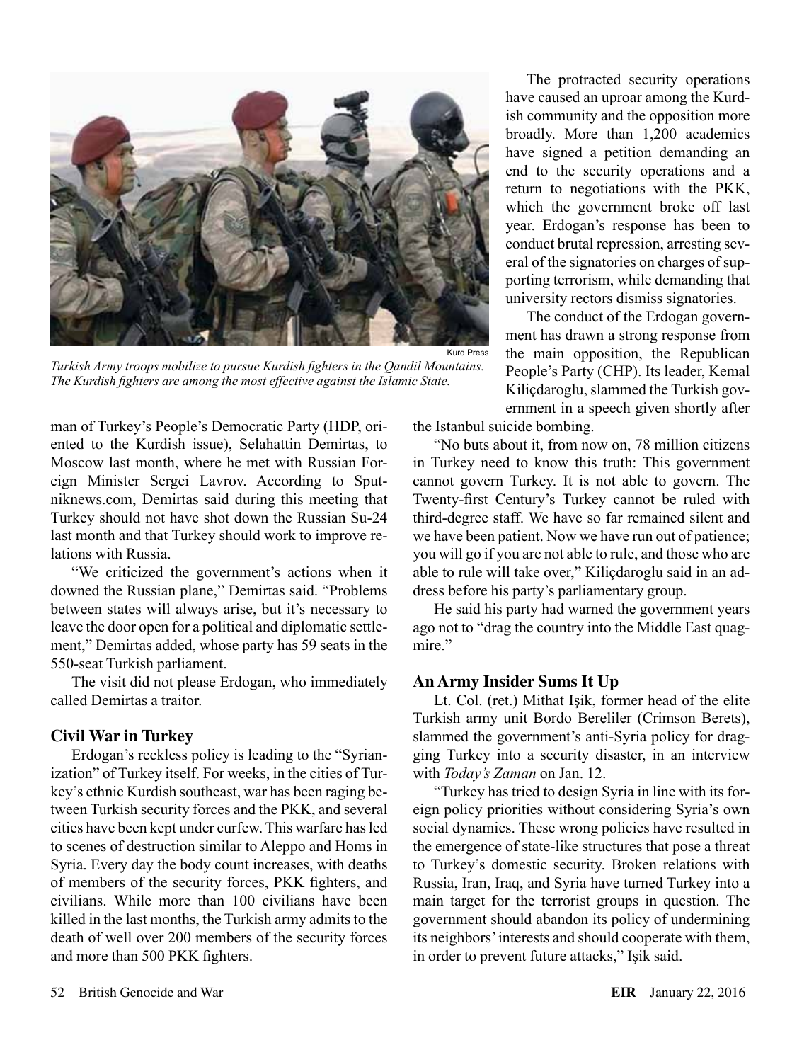Kurd Press

*Turkish Army troops mobilize to pursue Kurdish fighters in the Qandil Mountains. The Kurdish fighters are among the most effective against the Islamic State.*

man of Turkey's People's Democratic Party (HDP, oriented to the Kurdish issue), Selahattin Demirtas, to Moscow last month, where he met with Russian Foreign Minister Sergei Lavrov. According to Sputniknews.com, Demirtas said during this meeting that Turkey should not have shot down the Russian Su-24 last month and that Turkey should work to improve relations with Russia.

"We criticized the government's actions when it downed the Russian plane," Demirtas said. "Problems between states will always arise, but it's necessary to leave the door open for a political and diplomatic settlement," Demirtas added, whose party has 59 seats in the 550-seat Turkish parliament.

The visit did not please Erdogan, who immediately called Demirtas a traitor.

### Civil War in Turkey

Erdogan's reckless policy is leading to the "Syrianization" of Turkey itself. For weeks, in the cities of Turkey's ethnic Kurdish southeast, war has been raging between Turkish security forces and the PKK, and several cities have been kept under curfew. This warfare has led to scenes of destruction similar to Aleppo and Homs in Syria. Every day the body count increases, with deaths of members of the security forces, PKK fighters, and civilians. While more than 100 civilians have been killed in the last months, the Turkish army admits to the death of well over 200 members of the security forces and more than 500 PKK fighters.

The protracted security operations have caused an uproar among the Kurdish community and the opposition more broadly. More than 1,200 academics have signed a petition demanding an end to the security operations and a return to negotiations with the PKK, which the government broke off last year. Erdogan's response has been to conduct brutal repression, arresting several of the signatories on charges of supporting terrorism, while demanding that university rectors dismiss signatories.

The conduct of the Erdogan government has drawn a strong response from the main opposition, the Republican People's Party (CHP). Its leader, Kemal Kiliçdaroglu, slammed the Turkish government in a speech given shortly after the Istanbul suicide bombing.

"No buts about it, from now on, 78 million citizens in Turkey need to know this truth: This government cannot govern Turkey. It is not able to govern. The Twenty-first Century's Turkey cannot be ruled with third-degree staff. We have so far remained silent and we have been patient. Now we have run out of patience; you will go if you are not able to rule, and those who are able to rule will take over," Kiliçdaroglu said in an address before his party's parliamentary group.

He said his party had warned the government years ago not to "drag the country into the Middle East quagmire."

### An Army Insider Sums It Up

Lt. Col. (ret.) Mithat Işik, former head of the elite Turkish army unit Bordo Bereliler (Crimson Berets), slammed the government's anti-Syria policy for dragging Turkey into a security disaster, in an interview with *Today's Zaman* on Jan. 12.

"Turkey has tried to design Syria in line with its foreign policy priorities without considering Syria's own social dynamics. These wrong policies have resulted in the emergence of state-like structures that pose a threat to Turkey's domestic security. Broken relations with Russia, Iran, Iraq, and Syria have turned Turkey into a main target for the terrorist groups in question. The government should abandon its policy of undermining its neighbors' interests and should cooperate with them, in order to prevent future attacks," Işik said.